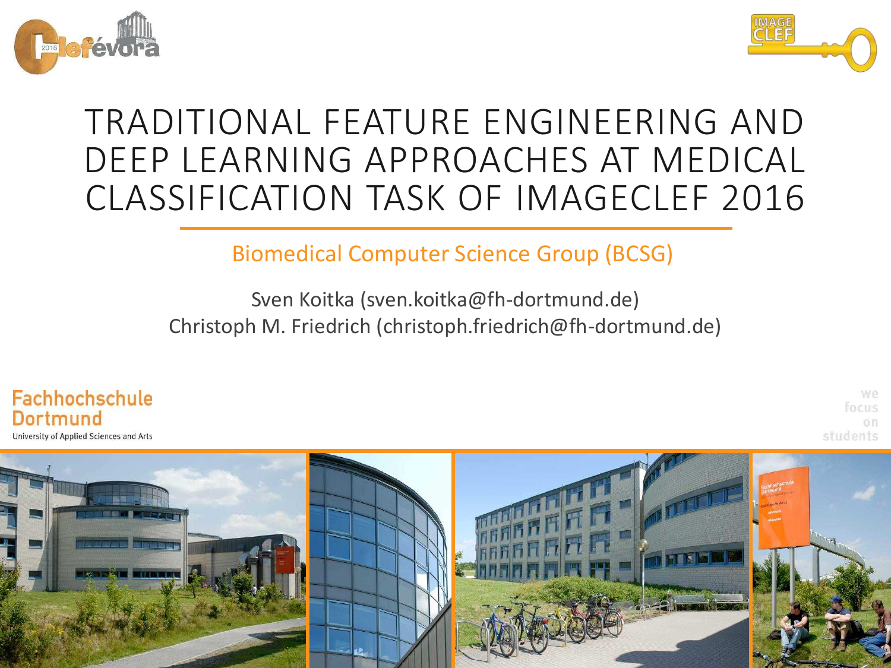# TRADITIONAL FEATURE ENGINEERING AND DEEP LEARNING APPROACHES AT MEDICAL CLASSIFICATION TASK OF IMAGECLEF 2016

Biomedical Computer Science Group (BCSG)

Sven Koitka (sven.koitka@fh-dortmund.de)
Christoph M. Friedrich (christoph.friedrich@fh-dortmund.de)

Fachhochschule Dortmund
University of Applied Sciences and Arts

we focus on students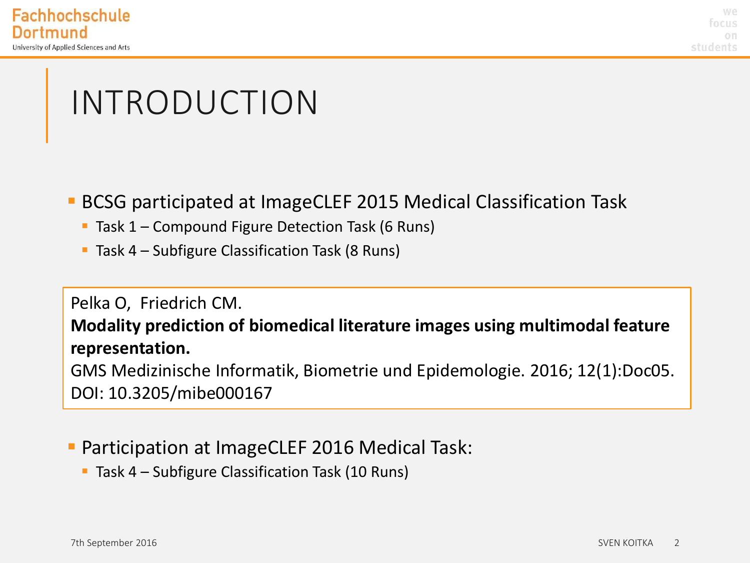# INTRODUCTION

- BCSG participated at ImageCLEF 2015 Medical Classification Task
  - Task 1 – Compound Figure Detection Task (6 Runs)
  - Task 4 – Subfigure Classification Task (8 Runs)

Pelka O, Friedrich CM.
**Modality prediction of biomedical literature images using multimodal feature representation.**
GMS Medizinische Informatik, Biometrie und Epidemologie. 2016; 12(1):Doc05.
DOI: 10.3205/mibe000167

- Participation at ImageCLEF 2016 Medical Task:
  - Task 4 – Subfigure Classification Task (10 Runs)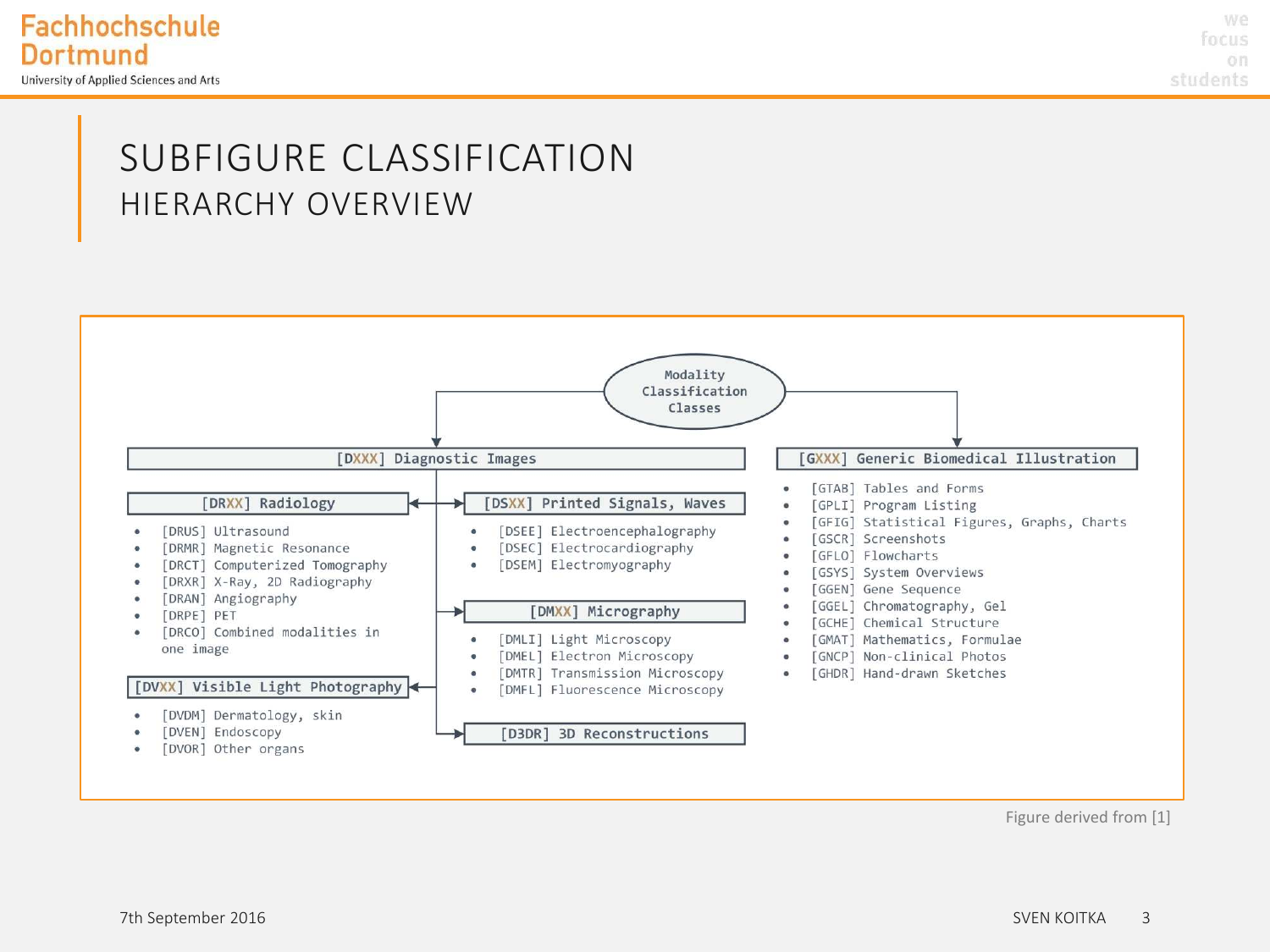# SUBFIGURE CLASSIFICATION

## HIERARCHY OVERVIEW

**Modality Classification Classes**

### [DXXX] Diagnostic Images

**[DRXX] Radiology**

- [DRUS] Ultrasound
- [DRMR] Magnetic Resonance
- [DRCT] Computerized Tomography
- [DRXR] X-Ray, 2D Radiography
- [DRAN] Angiography
- [DRPE] PET
- [DRCO] Combined modalities in one image

**[DVXX] Visible Light Photography**

- [DVDM] Dermatology, skin
- [DVEN] Endoscopy
- [DVOR] Other organs

**[DSXX] Printed Signals, Waves**

- [DSEE] Electroencephalography
- [DSEC] Electrocardiography
- [DSEM] Electromyography

**[DMXX] Micrography**

- [DMLI] Light Microscopy
- [DMEL] Electron Microscopy
- [DMTR] Transmission Microscopy
- [DMFL] Fluorescence Microscopy

**[D3DR] 3D Reconstructions**

### [GXXX] Generic Biomedical Illustration

- [GTAB] Tables and Forms
- [GPLI] Program Listing
- [GFIG] Statistical Figures, Graphs, Charts
- [GSCR] Screenshots
- [GFLO] Flowcharts
- [GSYS] System Overviews
- [GGEN] Gene Sequence
- [GGEL] Chromatography, Gel
- [GCHE] Chemical Structure
- [GMAT] Mathematics, Formulae
- [GNCP] Non-clinical Photos
- [GHDR] Hand-drawn Sketches

Figure derived from [1]

7th September 2016

SVEN KOITKA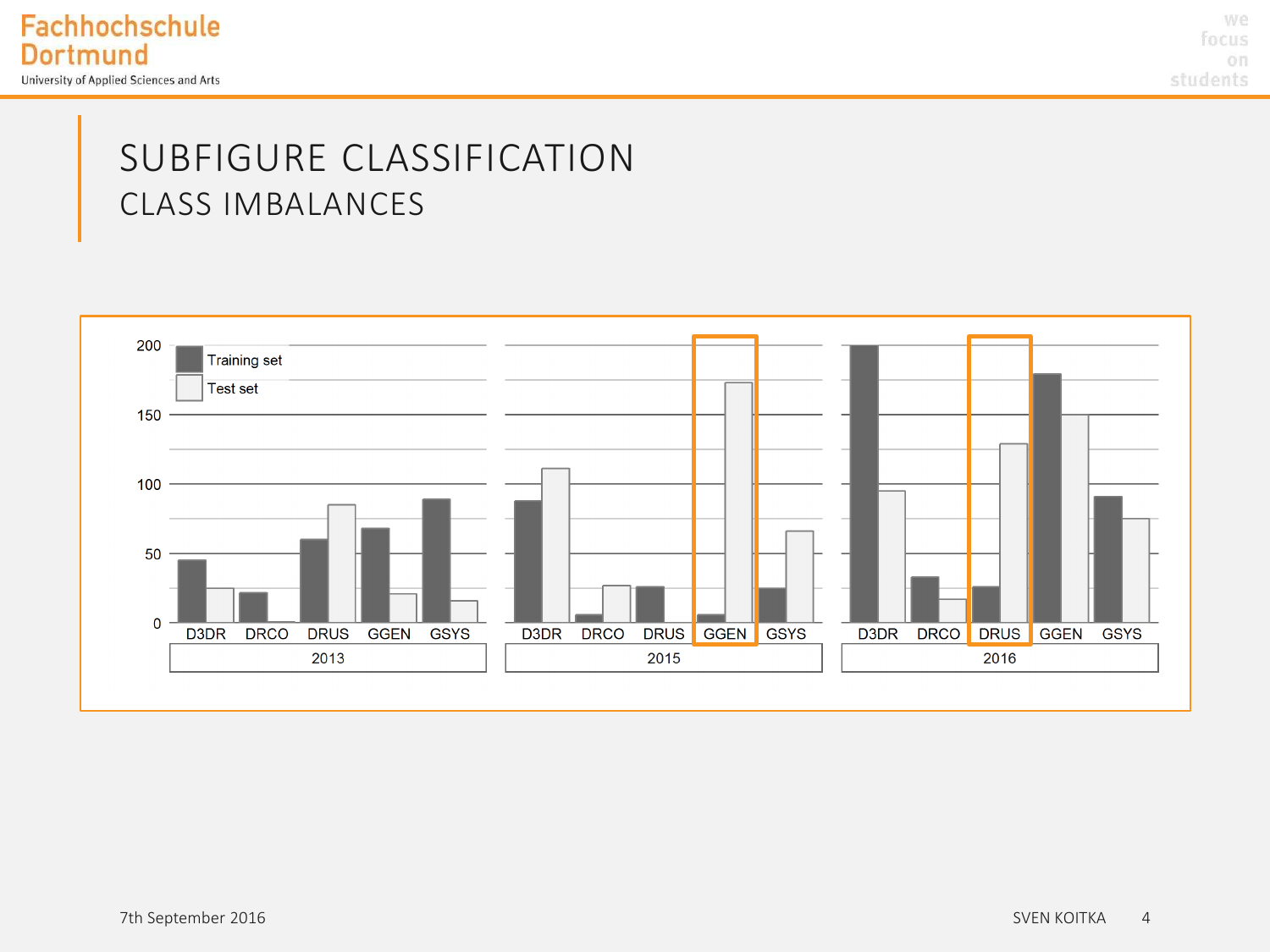# SUBFIGURE CLASSIFICATION

## CLASS IMBALANCES

Training set

Test set

200

150

100

50

0

D3DR DRCO DRUS GGEN GSYS

2013

D3DR DRCO DRUS GGEN GSYS

2015

D3DR DRCO DRUS GGEN GSYS

2016

7th September 2016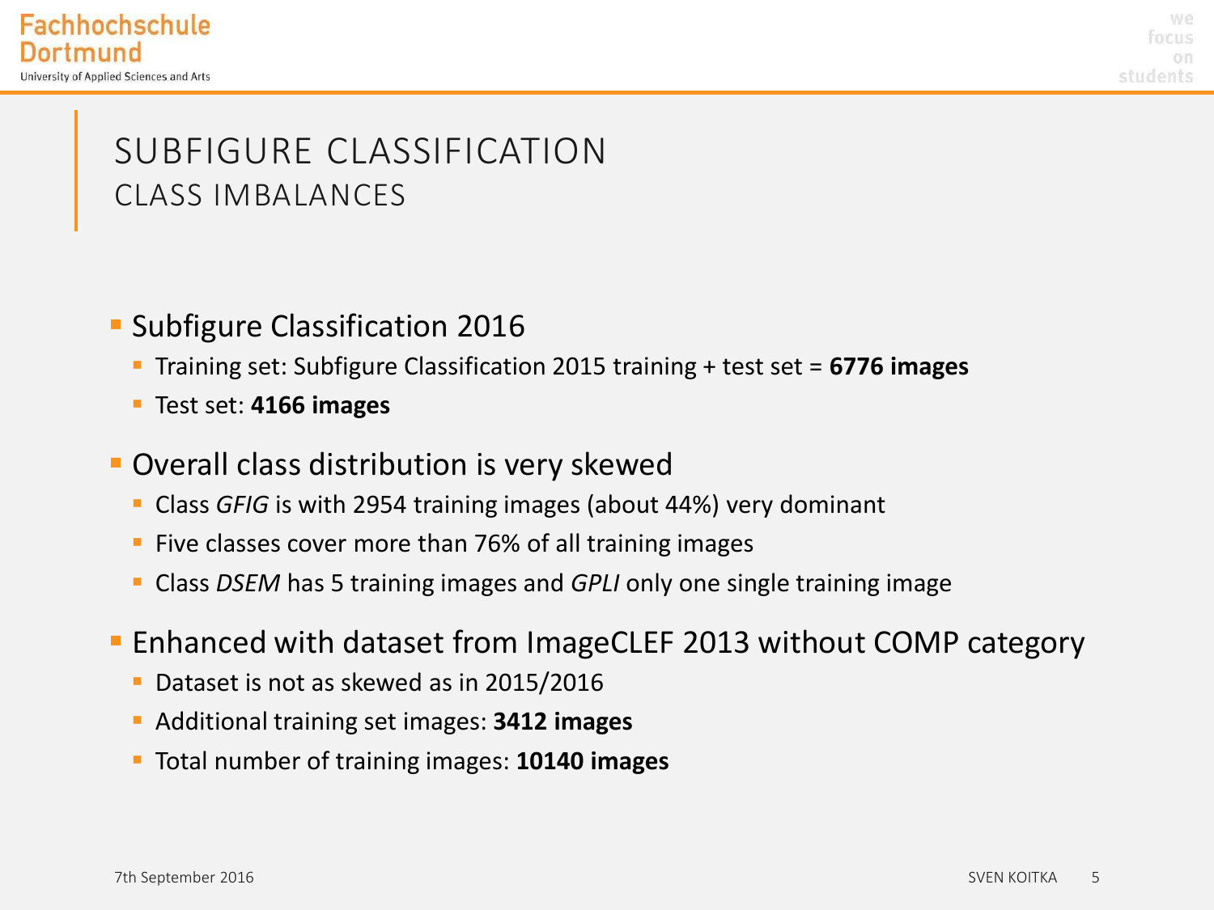# SUBFIGURE CLASSIFICATION

## CLASS IMBALANCES

- Subfigure Classification 2016
  - Training set: Subfigure Classification 2015 training + test set = **6776 images**
  - Test set: **4166 images**
- Overall class distribution is very skewed
  - Class *GFIG* is with 2954 training images (about 44%) very dominant
  - Five classes cover more than 76% of all training images
  - Class *DSEM* has 5 training images and *GPLI* only one single training image
- Enhanced with dataset from ImageCLEF 2013 without COMP category
  - Dataset is not as skewed as in 2015/2016
  - Additional training set images: **3412 images**
  - Total number of training images: **10140 images**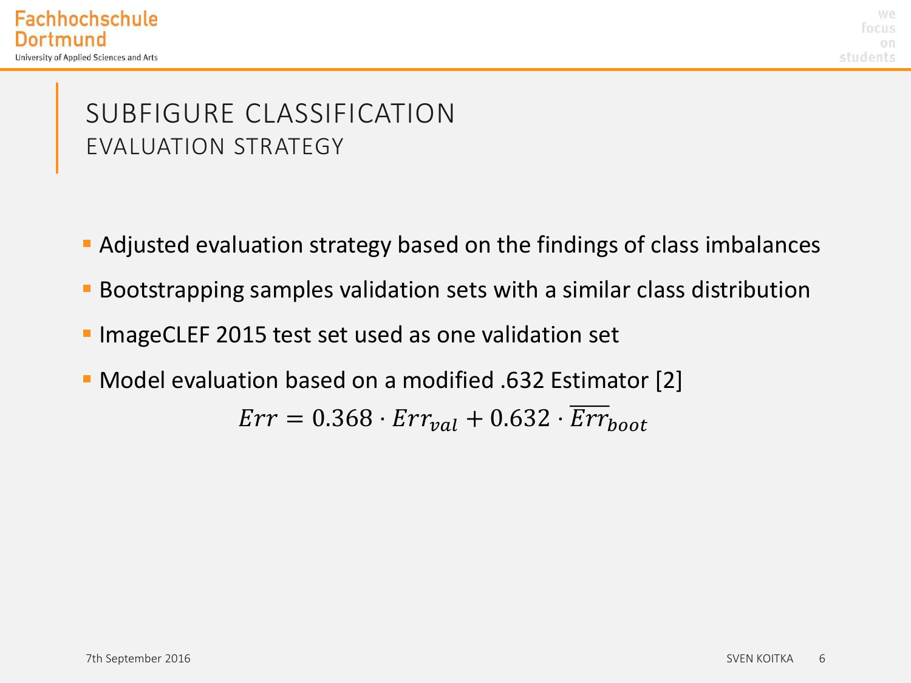# SUBFIGURE CLASSIFICATION

## EVALUATION STRATEGY

- Adjusted evaluation strategy based on the findings of class imbalances
- Bootstrapping samples validation sets with a similar class distribution
- ImageCLEF 2015 test set used as one validation set
- Model evaluation based on a modified .632 Estimator [2]

$$Err = 0.368 \cdot Err_{val} + 0.632 \cdot \overline{Err}_{boot}$$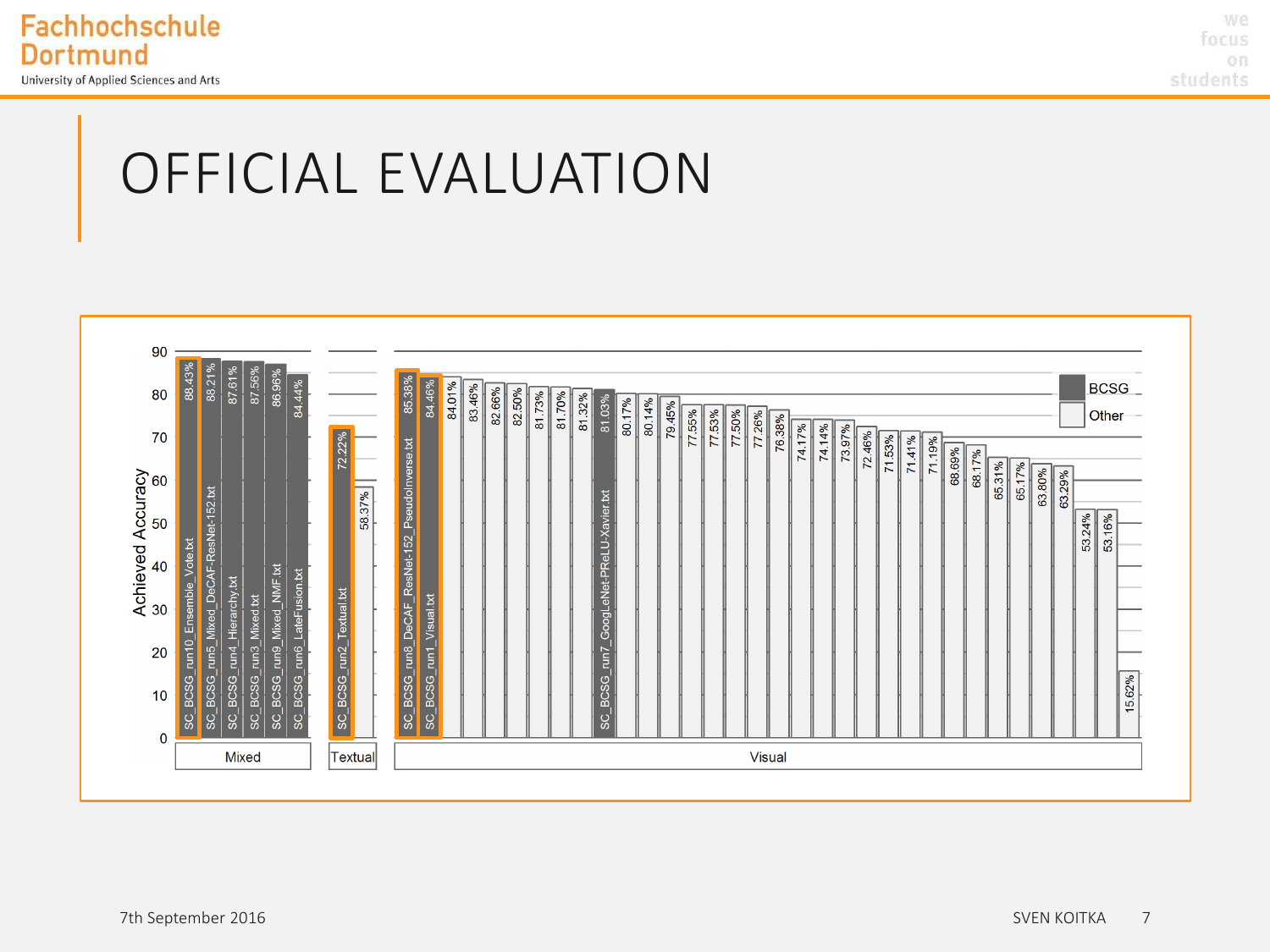# OFFICIAL EVALUATION

Achieved Accuracy (BCSG vs. Other)

| Category | Run | Team | Achieved Accuracy |
|---|---|---|---|
| Mixed | SC_BCSG_run10_Ensemble_Vote.txt | BCSG | 88.43% |
| Mixed | SC_BCSG_run5_Mixed_DeCAF-ResNet-152.txt | BCSG | 88.21% |
| Mixed | SC_BCSG_run4_Hierarchy.txt | BCSG | 87.61% |
| Mixed | SC_BCSG_run3_Mixed.txt | BCSG | 87.56% |
| Mixed | SC_BCSG_run9_Mixed_NMF.txt | BCSG | 86.96% |
| Mixed | SC_BCSG_run6_LateFusion.txt | BCSG | 84.44% |
| Textual | SC_BCSG_run2_Textual.txt | BCSG | 72.22% |
| Textual | | Other | 58.37% |
| Visual | SC_BCSG_run8_DeCAF_ResNet-152_PseudoInverse.txt | BCSG | 85.38% |
| Visual | SC_BCSG_run1_Visual.txt | BCSG | 84.46% |
| Visual | | Other | 84.01% |
| Visual | | Other | 83.46% |
| Visual | | Other | 82.66% |
| Visual | | Other | 82.50% |
| Visual | | Other | 81.73% |
| Visual | | Other | 81.70% |
| Visual | | Other | 81.32% |
| Visual | SC_BCSG_run7_GoogLeNet-PReLU-Xavier.txt | BCSG | 81.03% |
| Visual | | Other | 80.17% |
| Visual | | Other | 80.14% |
| Visual | | Other | 79.45% |
| Visual | | Other | 77.55% |
| Visual | | Other | 77.53% |
| Visual | | Other | 77.50% |
| Visual | | Other | 77.26% |
| Visual | | Other | 76.38% |
| Visual | | Other | 74.17% |
| Visual | | Other | 74.14% |
| Visual | | Other | 73.97% |
| Visual | | Other | 72.46% |
| Visual | | Other | 71.53% |
| Visual | | Other | 71.41% |
| Visual | | Other | 71.19% |
| Visual | | Other | 68.69% |
| Visual | | Other | 68.17% |
| Visual | | Other | 65.31% |
| Visual | | Other | 65.17% |
| Visual | | Other | 63.80% |
| Visual | | Other | 63.29% |
| Visual | | Other | 53.24% |
| Visual | | Other | 53.16% |
| Visual | | Other | 15.62% |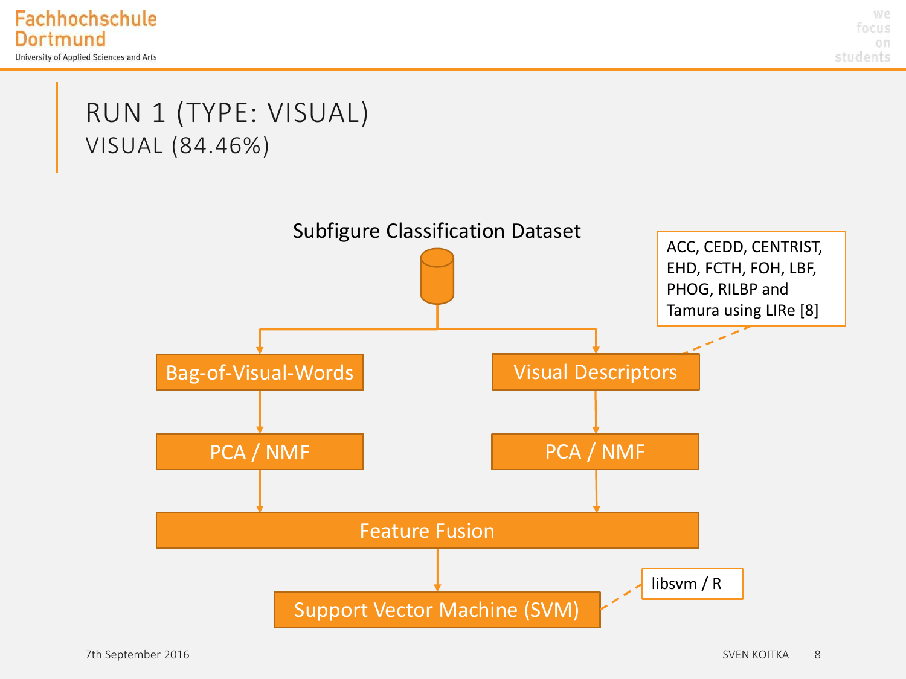# RUN 1 (TYPE: VISUAL)

## VISUAL (84.46%)

Subfigure Classification Dataset

ACC, CEDD, CENTRIST, EHD, FCTH, FOH, LBF, PHOG, RILBP and Tamura using LIRe [8]

Bag-of-Visual-Words

Visual Descriptors

PCA / NMF

PCA / NMF

Feature Fusion

Support Vector Machine (SVM)

libsvm / R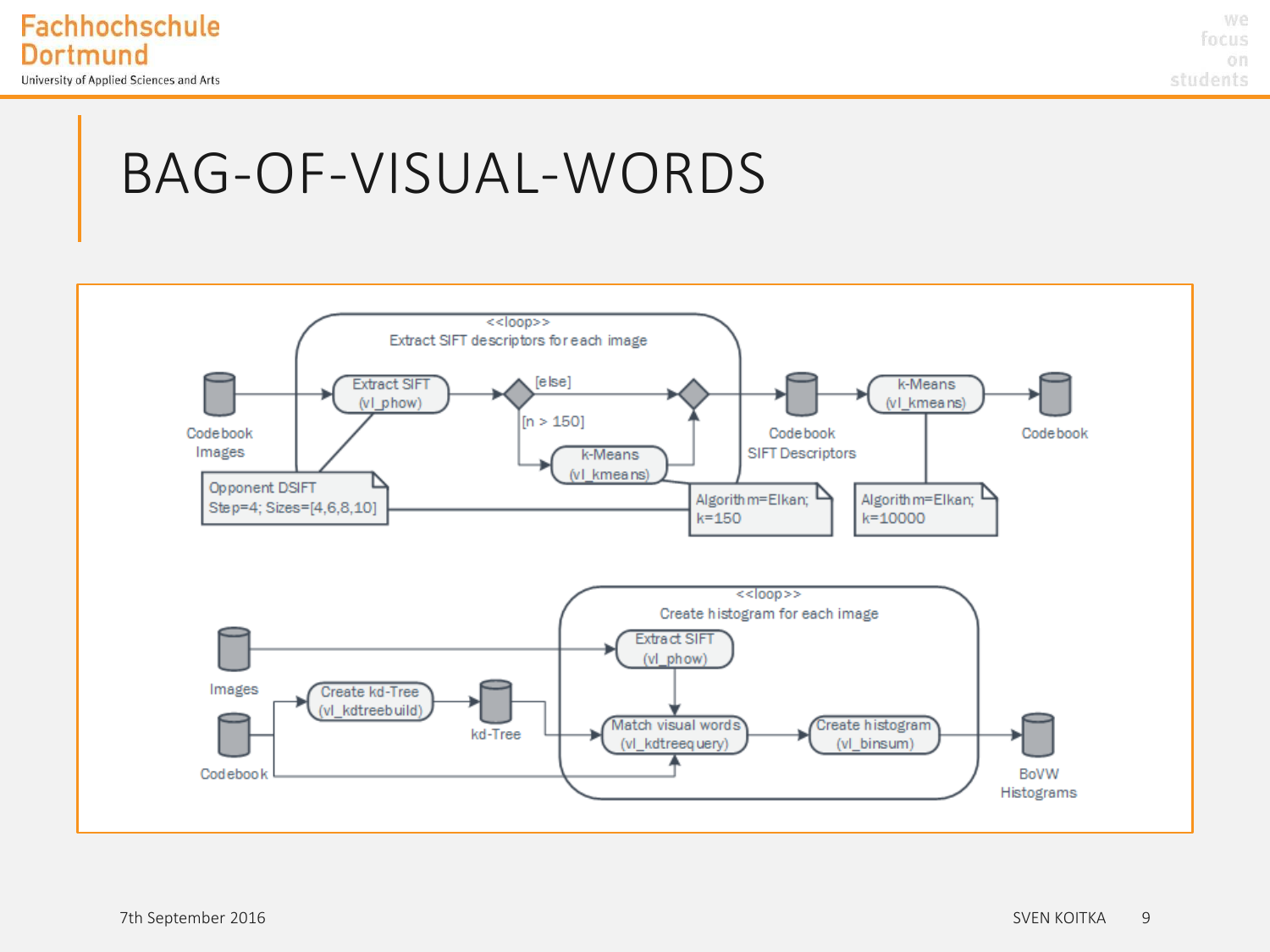# BAG-OF-VISUAL-WORDS

<<loop>>
Extract SIFT descriptors for each image

Codebook Images

Extract SIFT (vl_phow)

[else]

[n > 150]

k-Means (vl_kmeans)

Opponent DSIFT
Step=4; Sizes=[4,6,8,10]

Algorithm=Elkan;
k=150

Codebook SIFT Descriptors

k-Means (vl_kmeans)

Algorithm=Elkan;
k=10000

Codebook

<<loop>>
Create histogram for each image

Images

Extract SIFT (vl_phow)

Codebook

Create kd-Tree (vl_kdtreebuild)

kd-Tree

Match visual words (vl_kdtreequery)

Create histogram (vl_binsum)

BoVW Histograms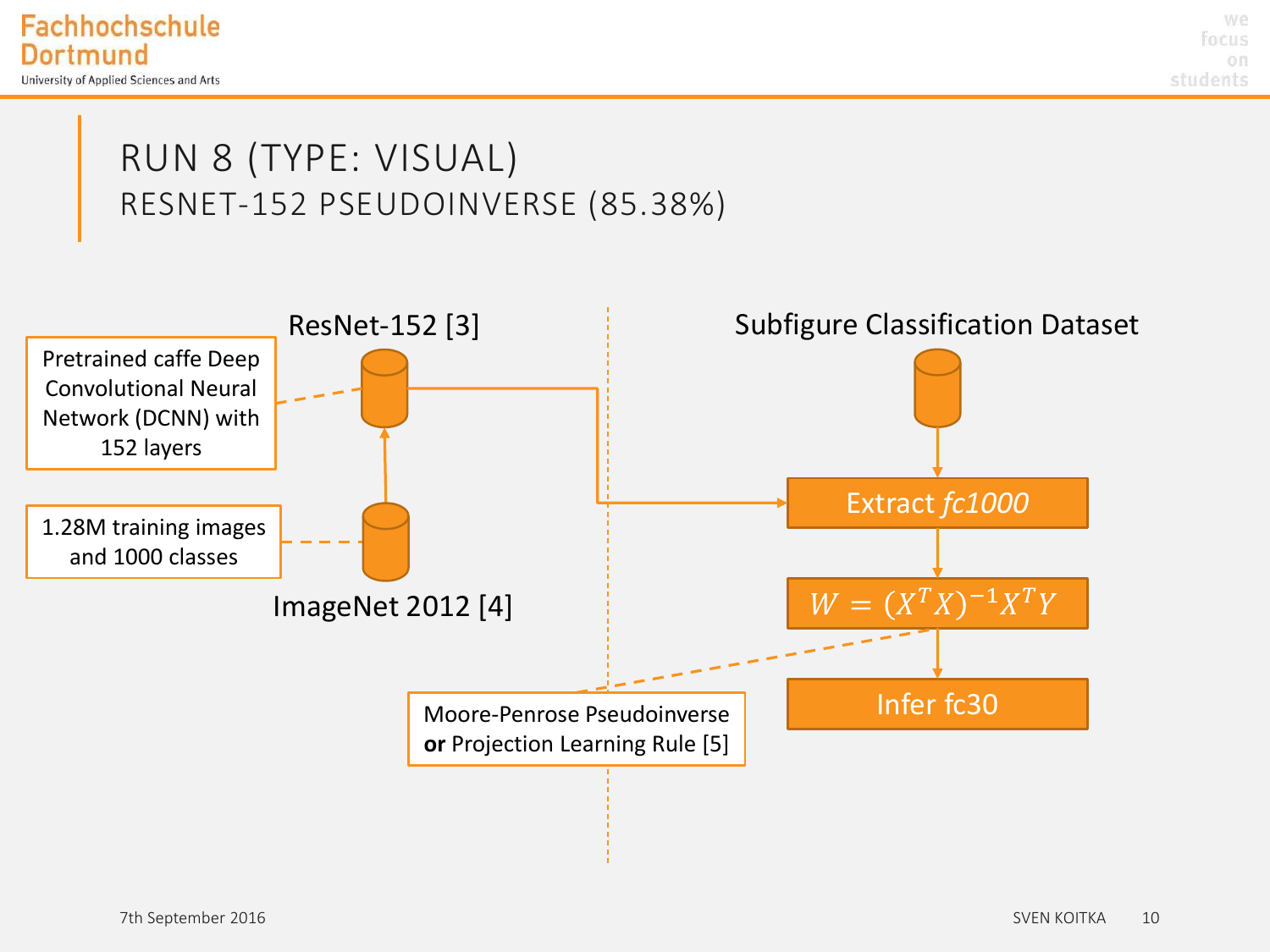# RUN 8 (TYPE: VISUAL)

## RESNET-152 PSEUDOINVERSE (85.38%)

ResNet-152 [3]

Pretrained caffe Deep Convolutional Neural Network (DCNN) with 152 layers

1.28M training images and 1000 classes

ImageNet 2012 [4]

Subfigure Classification Dataset

Extract *fc1000*

$$W = (X^T X)^{-1} X^T Y$$

Infer fc30

Moore-Penrose Pseudoinverse **or** Projection Learning Rule [5]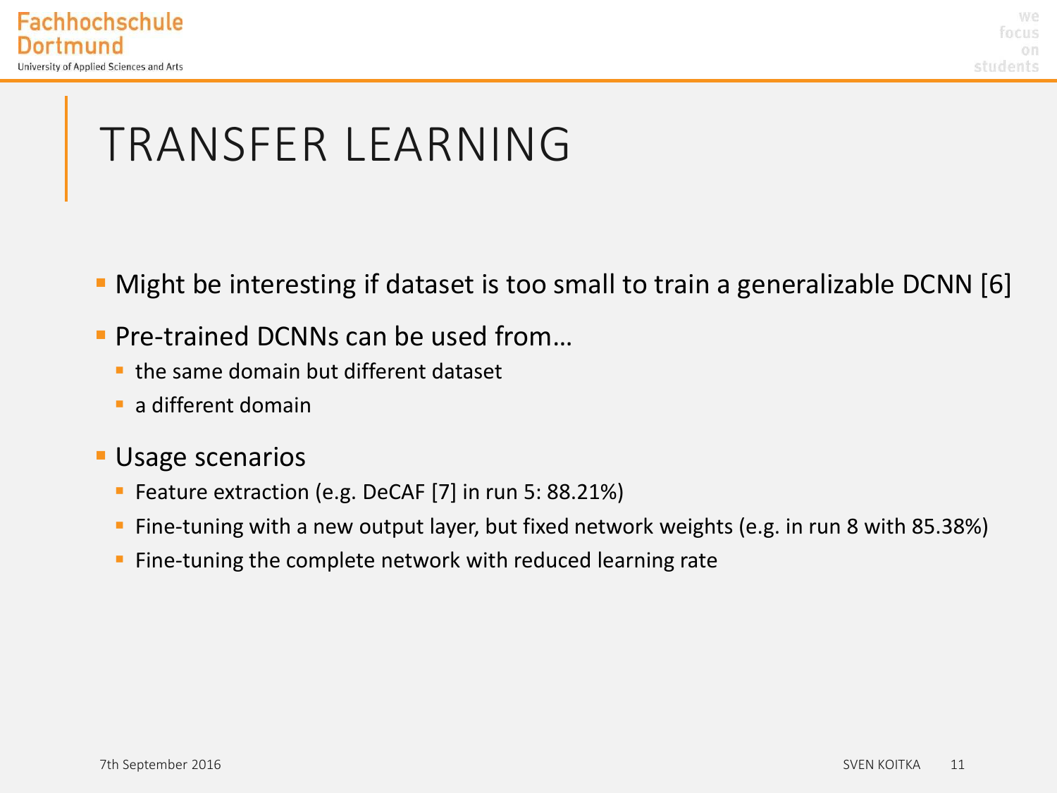# TRANSFER LEARNING

- Might be interesting if dataset is too small to train a generalizable DCNN [6]
- Pre-trained DCNNs can be used from…
  - the same domain but different dataset
  - a different domain
- Usage scenarios
  - Feature extraction (e.g. DeCAF [7] in run 5: 88.21%)
  - Fine-tuning with a new output layer, but fixed network weights (e.g. in run 8 with 85.38%)
  - Fine-tuning the complete network with reduced learning rate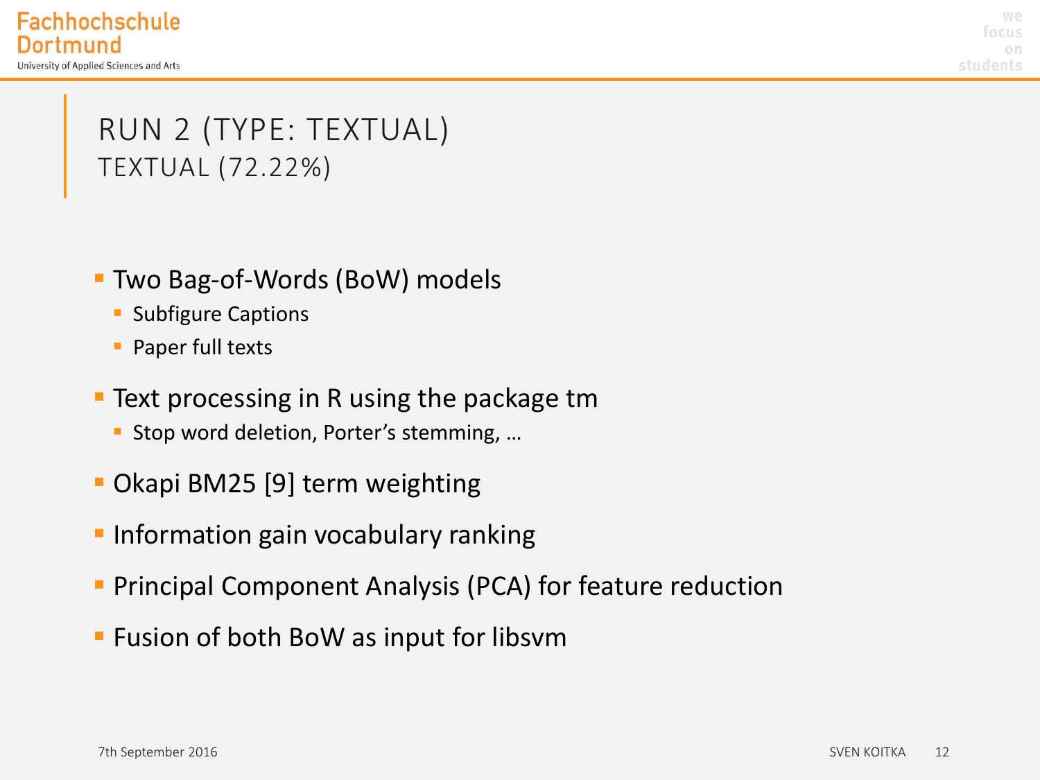# RUN 2 (TYPE: TEXTUAL)

## TEXTUAL (72.22%)

- Two Bag-of-Words (BoW) models
  - Subfigure Captions
  - Paper full texts
- Text processing in R using the package tm
  - Stop word deletion, Porter's stemming, …
- Okapi BM25 [9] term weighting
- Information gain vocabulary ranking
- Principal Component Analysis (PCA) for feature reduction
- Fusion of both BoW as input for libsvm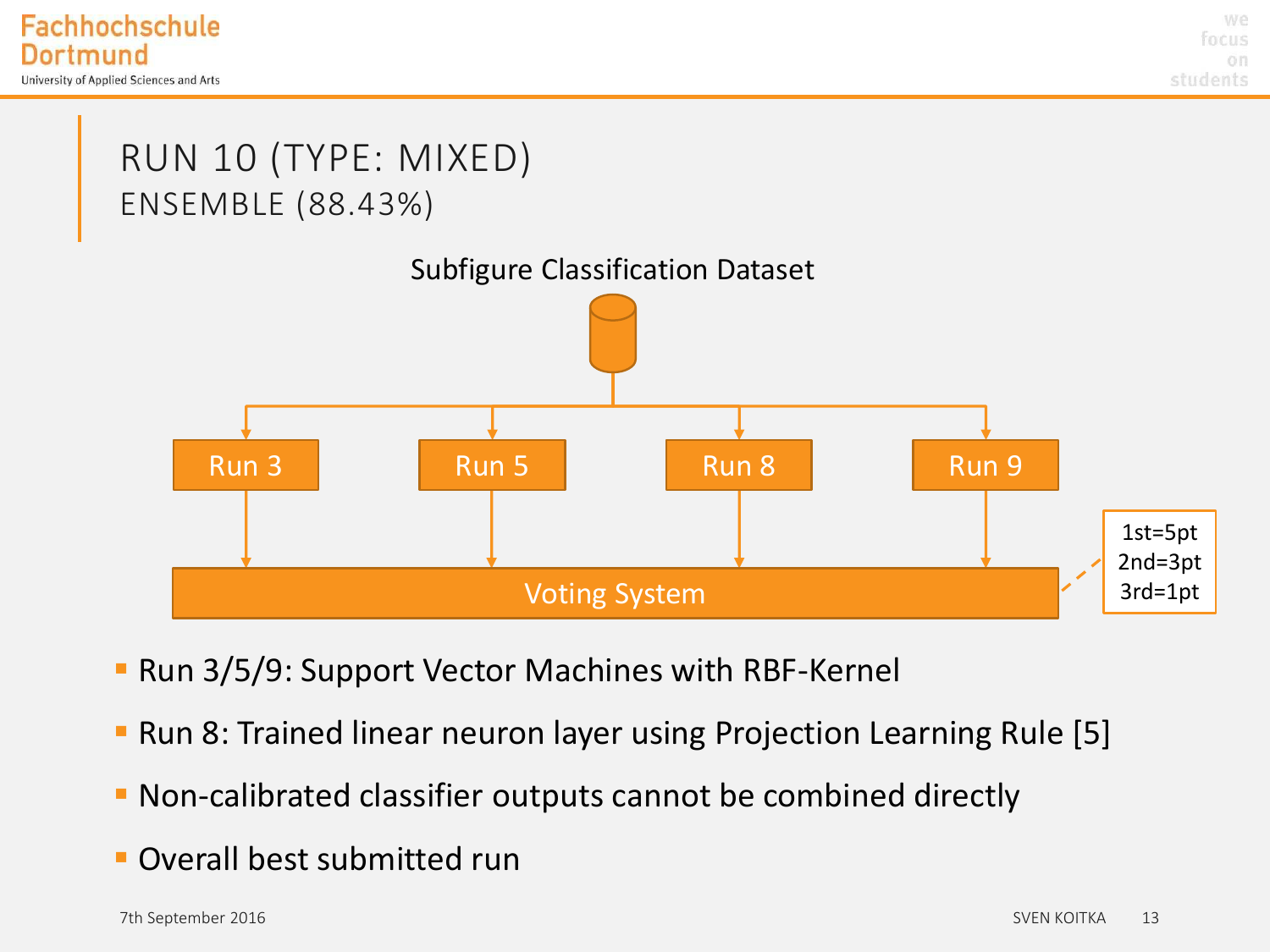# RUN 10 (TYPE: MIXED)

## ENSEMBLE (88.43%)

Subfigure Classification Dataset

Run 3 | Run 5 | Run 8 | Run 9

Voting System

1st=5pt
2nd=3pt
3rd=1pt

- Run 3/5/9: Support Vector Machines with RBF-Kernel
- Run 8: Trained linear neuron layer using Projection Learning Rule [5]
- Non-calibrated classifier outputs cannot be combined directly
- Overall best submitted run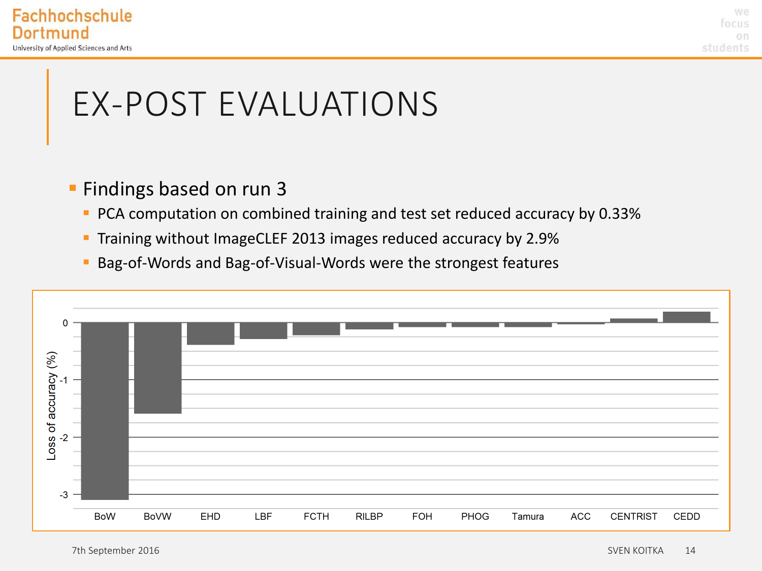# EX-POST EVALUATIONS

- Findings based on run 3
  - PCA computation on combined training and test set reduced accuracy by 0.33%
  - Training without ImageCLEF 2013 images reduced accuracy by 2.9%
  - Bag-of-Words and Bag-of-Visual-Words were the strongest features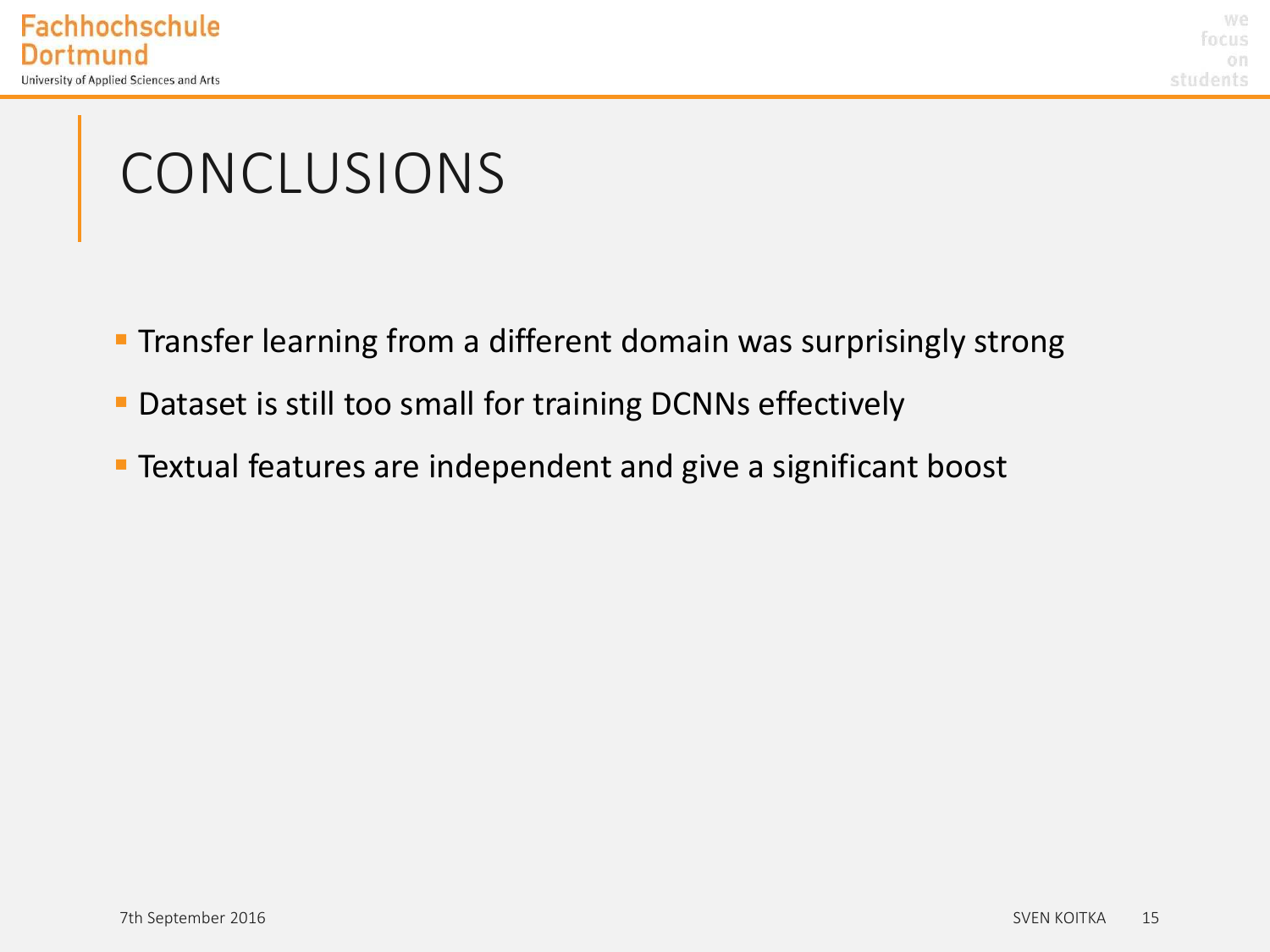# CONCLUSIONS

- Transfer learning from a different domain was surprisingly strong
- Dataset is still too small for training DCNNs effectively
- Textual features are independent and give a significant boost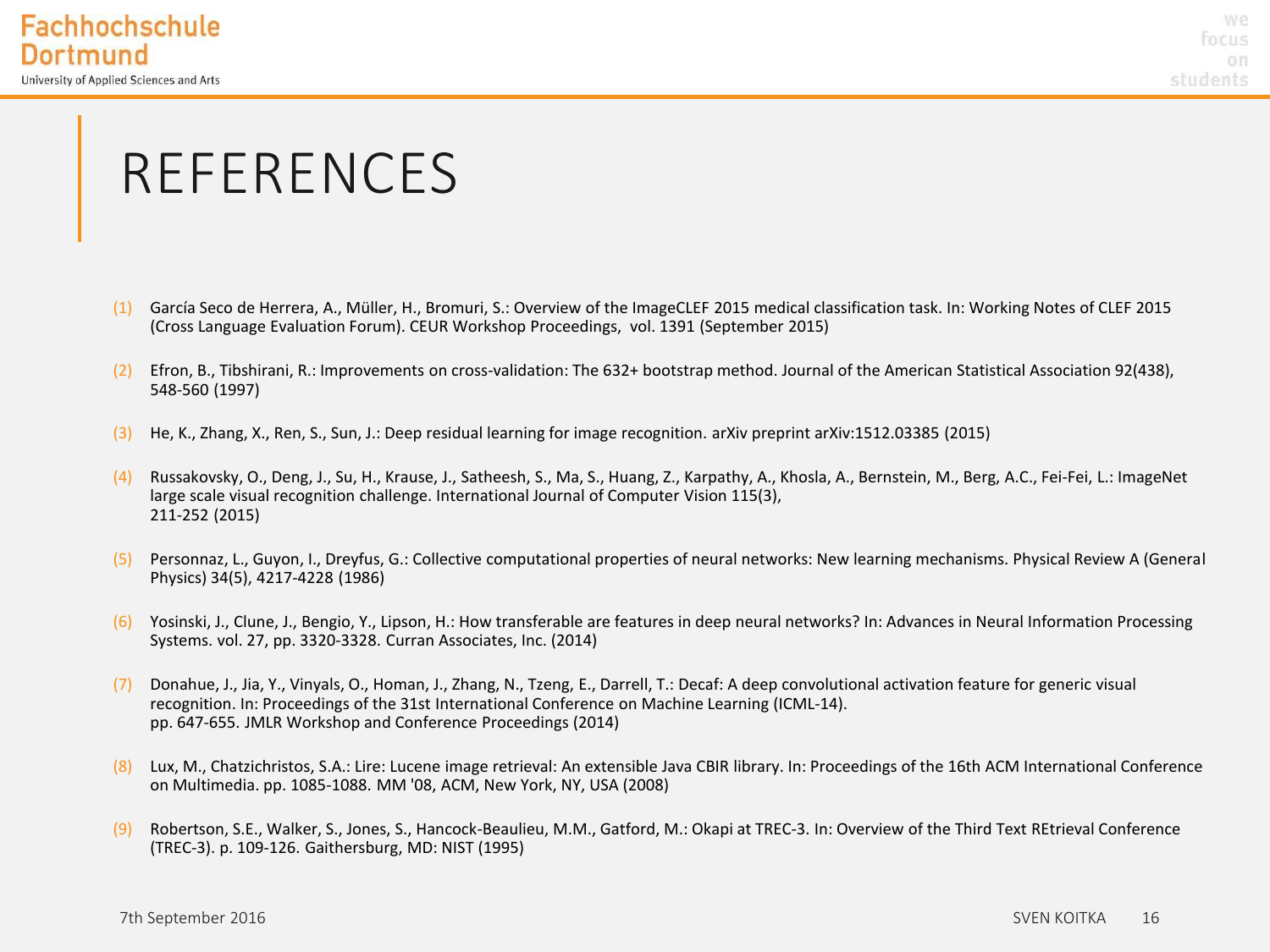# REFERENCES

(1) García Seco de Herrera, A., Müller, H., Bromuri, S.: Overview of the ImageCLEF 2015 medical classification task. In: Working Notes of CLEF 2015 (Cross Language Evaluation Forum). CEUR Workshop Proceedings, vol. 1391 (September 2015)

(2) Efron, B., Tibshirani, R.: Improvements on cross-validation: The 632+ bootstrap method. Journal of the American Statistical Association 92(438), 548-560 (1997)

(3) He, K., Zhang, X., Ren, S., Sun, J.: Deep residual learning for image recognition. arXiv preprint arXiv:1512.03385 (2015)

(4) Russakovsky, O., Deng, J., Su, H., Krause, J., Satheesh, S., Ma, S., Huang, Z., Karpathy, A., Khosla, A., Bernstein, M., Berg, A.C., Fei-Fei, L.: ImageNet large scale visual recognition challenge. International Journal of Computer Vision 115(3), 211-252 (2015)

(5) Personnaz, L., Guyon, I., Dreyfus, G.: Collective computational properties of neural networks: New learning mechanisms. Physical Review A (General Physics) 34(5), 4217-4228 (1986)

(6) Yosinski, J., Clune, J., Bengio, Y., Lipson, H.: How transferable are features in deep neural networks? In: Advances in Neural Information Processing Systems. vol. 27, pp. 3320-3328. Curran Associates, Inc. (2014)

(7) Donahue, J., Jia, Y., Vinyals, O., Homan, J., Zhang, N., Tzeng, E., Darrell, T.: Decaf: A deep convolutional activation feature for generic visual recognition. In: Proceedings of the 31st International Conference on Machine Learning (ICML-14). pp. 647-655. JMLR Workshop and Conference Proceedings (2014)

(8) Lux, M., Chatzichristos, S.A.: Lire: Lucene image retrieval: An extensible Java CBIR library. In: Proceedings of the 16th ACM International Conference on Multimedia. pp. 1085-1088. MM '08, ACM, New York, NY, USA (2008)

(9) Robertson, S.E., Walker, S., Jones, S., Hancock-Beaulieu, M.M., Gatford, M.: Okapi at TREC-3. In: Overview of the Third Text REtrieval Conference (TREC-3). p. 109-126. Gaithersburg, MD: NIST (1995)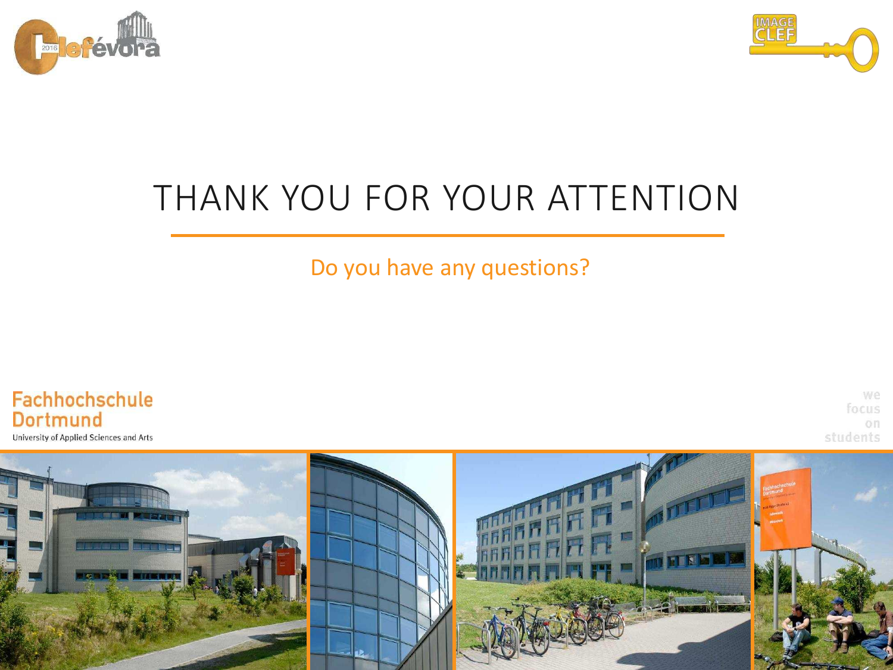# THANK YOU FOR YOUR ATTENTION

Do you have any questions?

Fachhochschule Dortmund

University of Applied Sciences and Arts

we focus on students